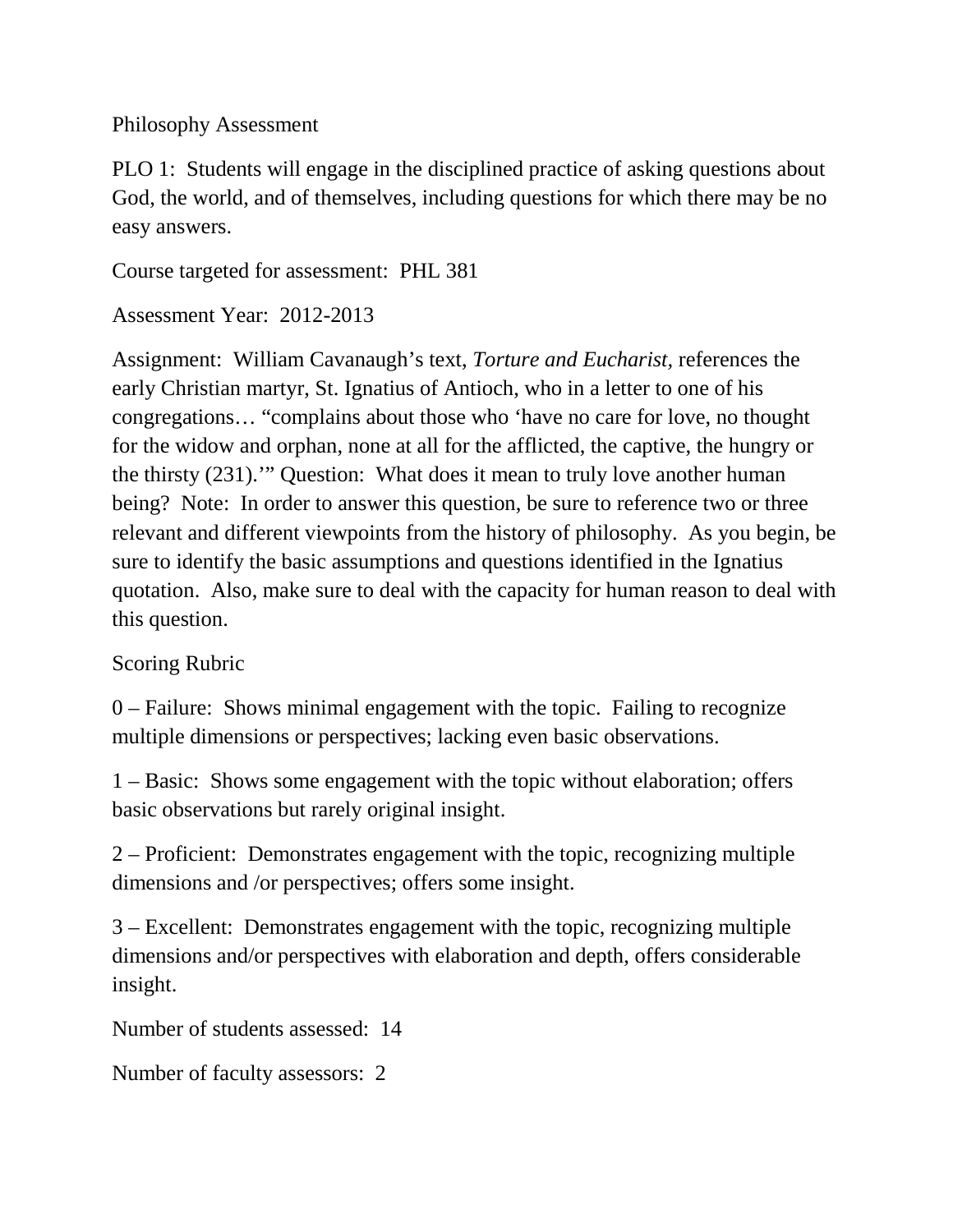Philosophy Assessment

PLO 1: Students will engage in the disciplined practice of asking questions about God, the world, and of themselves, including questions for which there may be no easy answers.

Course targeted for assessment: PHL 381

Assessment Year: 2012-2013

Assignment: William Cavanaugh's text, *Torture and Eucharist*, references the early Christian martyr, St. Ignatius of Antioch, who in a letter to one of his congregations… "complains about those who 'have no care for love, no thought for the widow and orphan, none at all for the afflicted, the captive, the hungry or the thirsty (231).'" Question: What does it mean to truly love another human being? Note: In order to answer this question, be sure to reference two or three relevant and different viewpoints from the history of philosophy. As you begin, be sure to identify the basic assumptions and questions identified in the Ignatius quotation. Also, make sure to deal with the capacity for human reason to deal with this question.

Scoring Rubric

0 – Failure: Shows minimal engagement with the topic. Failing to recognize multiple dimensions or perspectives; lacking even basic observations.

1 – Basic: Shows some engagement with the topic without elaboration; offers basic observations but rarely original insight.

2 – Proficient: Demonstrates engagement with the topic, recognizing multiple dimensions and /or perspectives; offers some insight.

3 – Excellent: Demonstrates engagement with the topic, recognizing multiple dimensions and/or perspectives with elaboration and depth, offers considerable insight.

Number of students assessed: 14

Number of faculty assessors: 2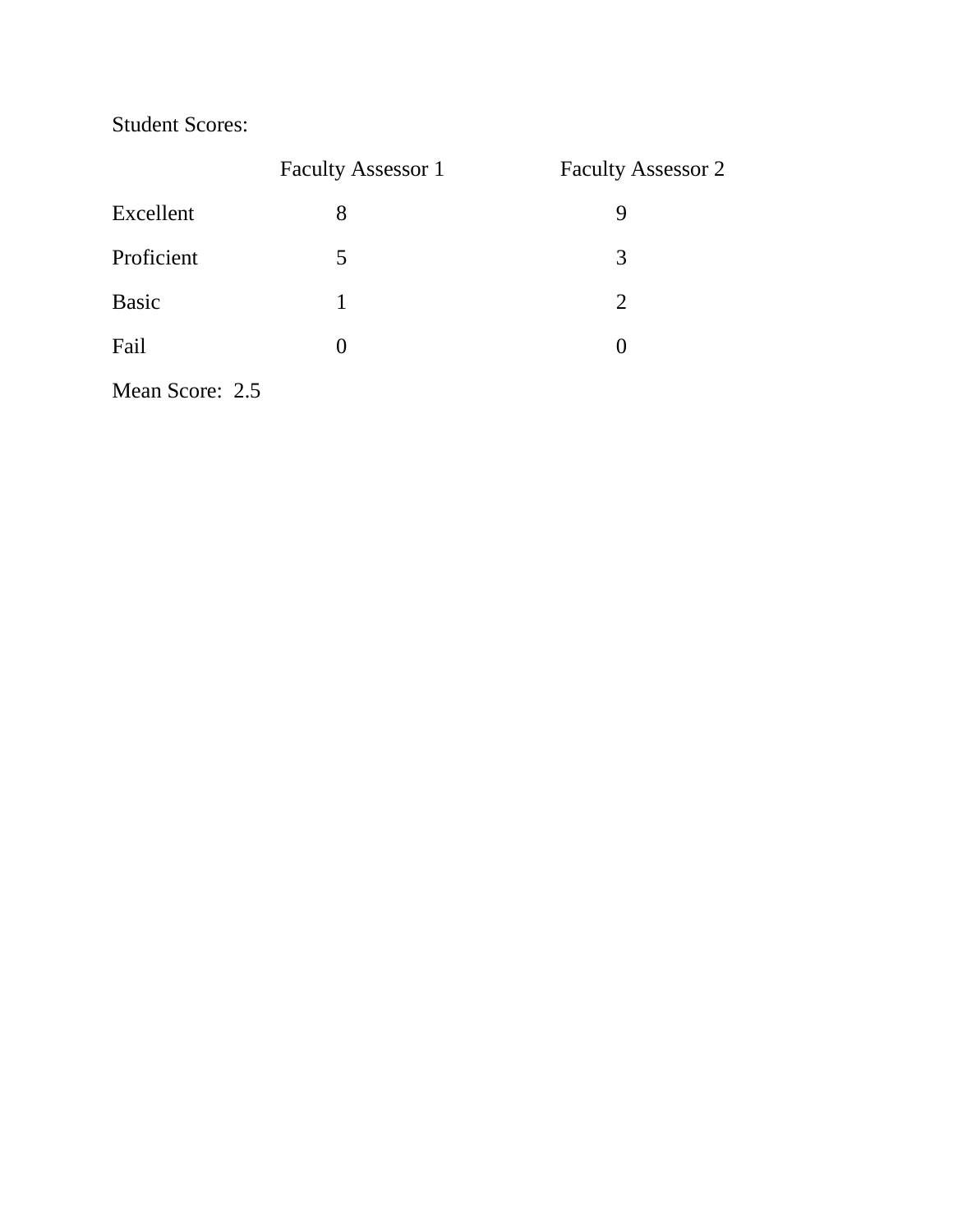Student Scores:

| | Faculty Assessor 1 | Faculty Assessor 2 |
|---|---|---|
| Excellent | 8 | 9 |
| Proficient | 5 | 3 |
| Basic | 1 | 2 |
| Fail | 0 | 0 |

Mean Score: 2.5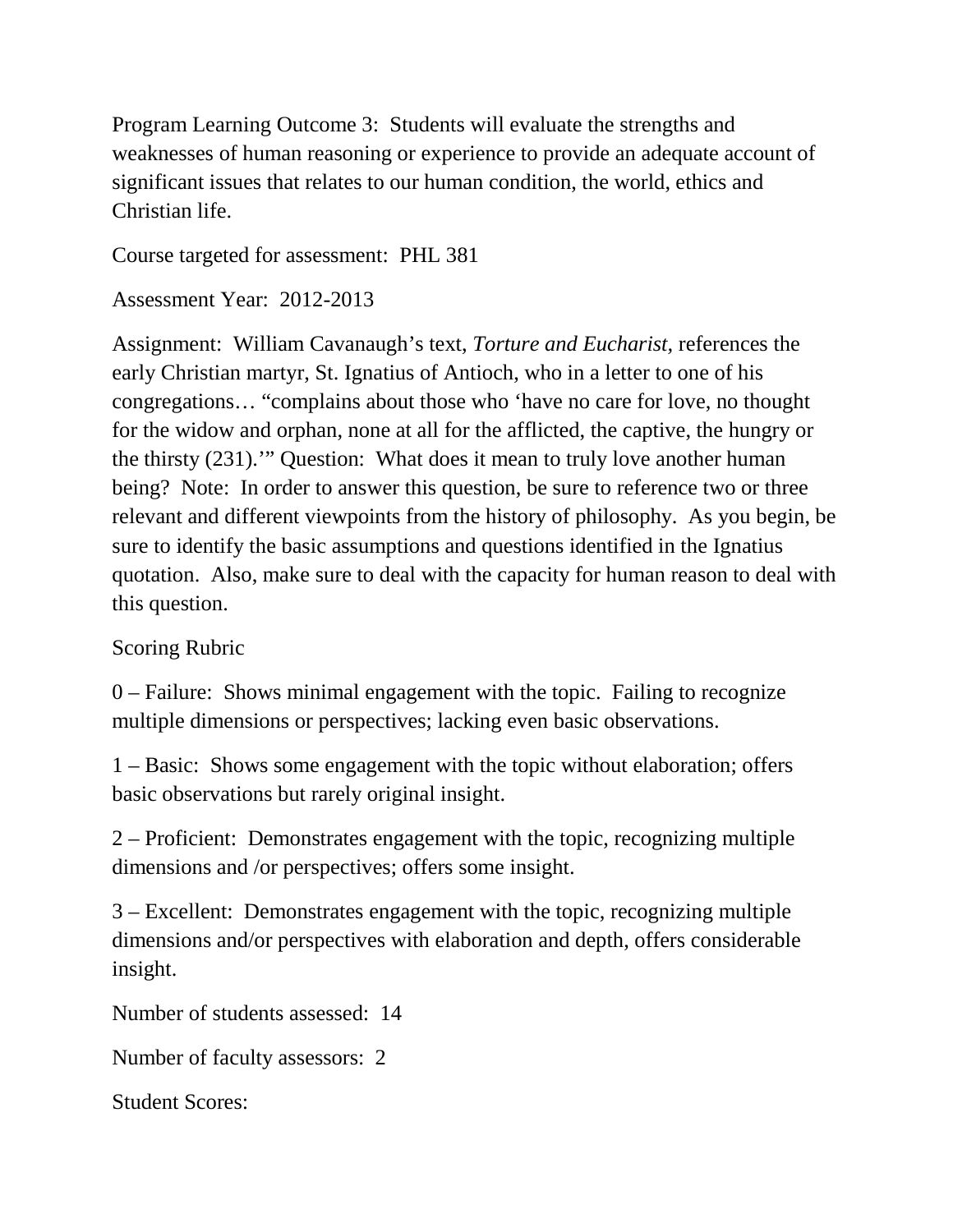Program Learning Outcome 3: Students will evaluate the strengths and weaknesses of human reasoning or experience to provide an adequate account of significant issues that relates to our human condition, the world, ethics and Christian life.

Course targeted for assessment: PHL 381

Assessment Year: 2012-2013

Assignment: William Cavanaugh's text, *Torture and Eucharist,* references the early Christian martyr, St. Ignatius of Antioch, who in a letter to one of his congregations… "complains about those who 'have no care for love, no thought for the widow and orphan, none at all for the afflicted, the captive, the hungry or the thirsty (231).'" Question: What does it mean to truly love another human being? Note: In order to answer this question, be sure to reference two or three relevant and different viewpoints from the history of philosophy. As you begin, be sure to identify the basic assumptions and questions identified in the Ignatius quotation. Also, make sure to deal with the capacity for human reason to deal with this question.

Scoring Rubric

0 – Failure: Shows minimal engagement with the topic. Failing to recognize multiple dimensions or perspectives; lacking even basic observations.

1 – Basic: Shows some engagement with the topic without elaboration; offers basic observations but rarely original insight.

2 – Proficient: Demonstrates engagement with the topic, recognizing multiple dimensions and /or perspectives; offers some insight.

3 – Excellent: Demonstrates engagement with the topic, recognizing multiple dimensions and/or perspectives with elaboration and depth, offers considerable insight.

Number of students assessed: 14

Number of faculty assessors: 2

Student Scores: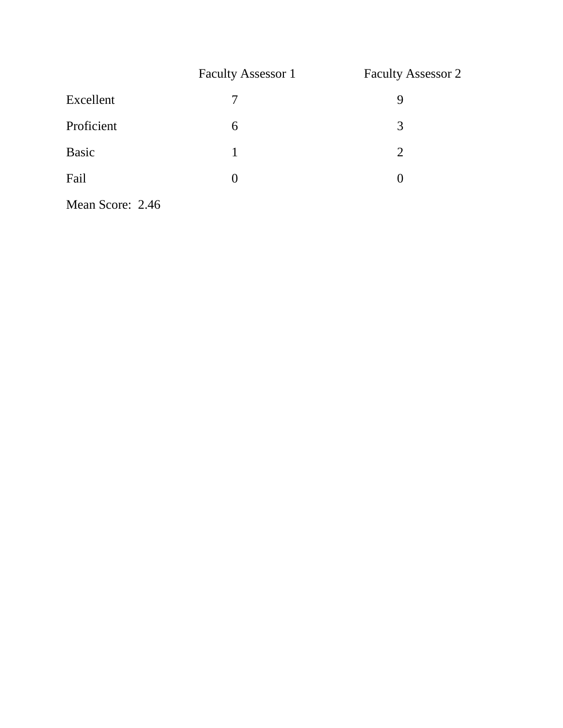| | Faculty Assessor 1 | Faculty Assessor 2 |
|---|---|---|
| Excellent | 7 | 9 |
| Proficient | 6 | 3 |
| Basic | 1 | 2 |
| Fail | 0 | 0 |

Mean Score: 2.46